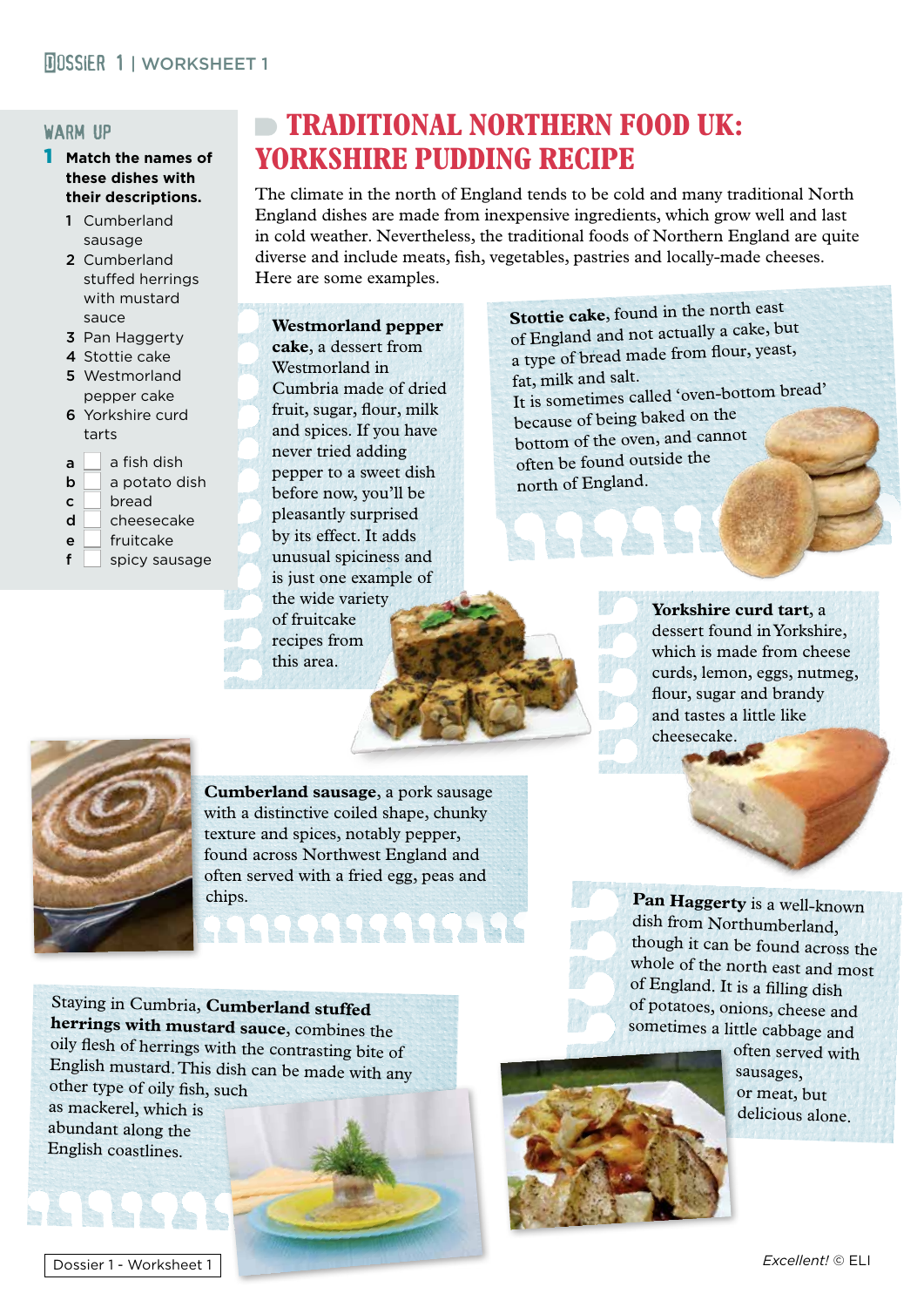## WARM UP

**1 Match the names of these dishes with their descriptions.**

1. Cumberland sausage
2. Cumberland stuffed herrings with mustard sauce
3. Pan Haggerty
4. Stottie cake
5. Westmorland pepper cake
6. Yorkshire curd tarts

- a ☐ a fish dish
- b ☐ a potato dish
- c ☐ bread
- d ☐ cheesecake
- e ☐ fruitcake
- f ☐ spicy sausage

# TRADITIONAL NORTHERN FOOD UK: YORKSHIRE PUDDING RECIPE

The climate in the north of England tends to be cold and many traditional North England dishes are made from inexpensive ingredients, which grow well and last in cold weather. Nevertheless, the traditional foods of Northern England are quite diverse and include meats, fish, vegetables, pastries and locally-made cheeses. Here are some examples.

**Westmorland pepper cake**, a dessert from Westmorland in Cumbria made of dried fruit, sugar, flour, milk and spices. If you have never tried adding pepper to a sweet dish before now, you'll be pleasantly surprised by its effect. It adds unusual spiciness and is just one example of the wide variety of fruitcake recipes from this area.

**Stottie cake**, found in the north east of England and not actually a cake, but a type of bread made from flour, yeast, fat, milk and salt.
It is sometimes called 'oven-bottom bread' because of being baked on the bottom of the oven, and cannot often be found outside the north of England.

**Yorkshire curd tart**, a dessert found in Yorkshire, which is made from cheese curds, lemon, eggs, nutmeg, flour, sugar and brandy and tastes a little like cheesecake.

**Cumberland sausage**, a pork sausage with a distinctive coiled shape, chunky texture and spices, notably pepper, found across Northwest England and often served with a fried egg, peas and chips.

**Pan Haggerty** is a well-known dish from Northumberland, though it can be found across the whole of the north east and most of England. It is a filling dish of potatoes, onions, cheese and sometimes a little cabbage and often served with sausages, or meat, but delicious alone.

Staying in Cumbria, **Cumberland stuffed herrings with mustard sauce**, combines the oily flesh of herrings with the contrasting bite of English mustard. This dish can be made with any other type of oily fish, such as mackerel, which is abundant along the English coastlines.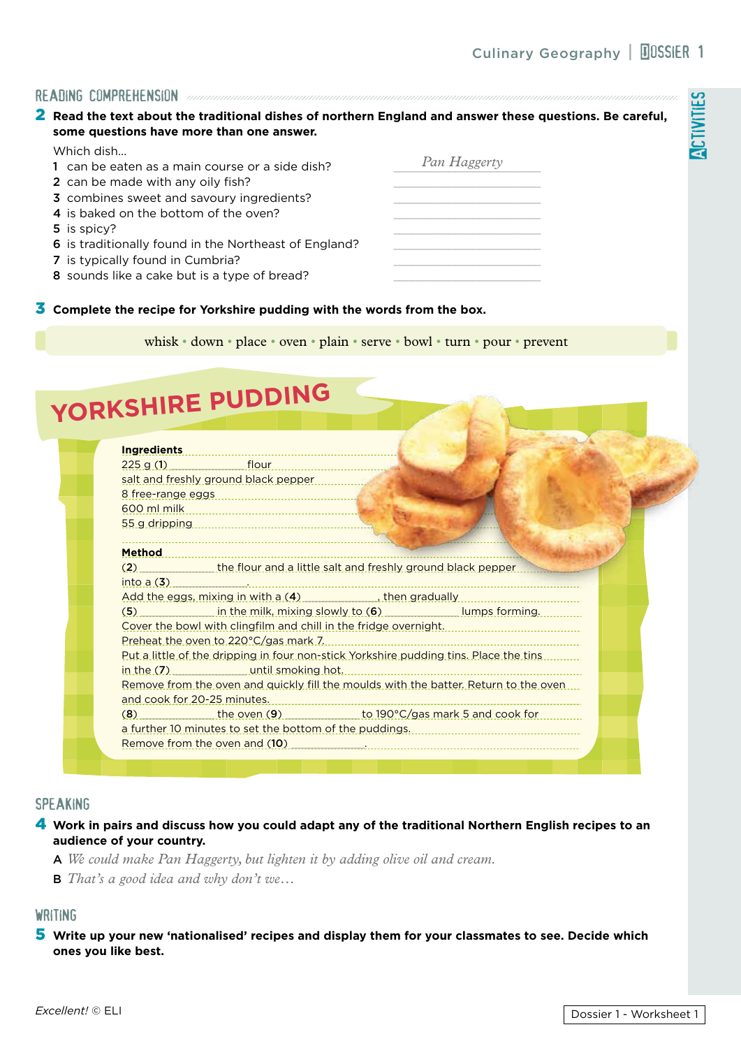## READING COMPREHENSION

**2 Read the text about the traditional dishes of northern England and answer these questions. Be careful, some questions have more than one answer.**

Which dish…

1 can be eaten as a main course or a side dish? *Pan Haggerty*
2 can be made with any oily fish? ____________
3 combines sweet and savoury ingredients? ____________
4 is baked on the bottom of the oven? ____________
5 is spicy? ____________
6 is traditionally found in the Northeast of England? ____________
7 is typically found in Cumbria? ____________
8 sounds like a cake but is a type of bread? ____________

**3 Complete the recipe for Yorkshire pudding with the words from the box.**

whisk • down • place • oven • plain • serve • bowl • turn • pour • prevent

# YORKSHIRE PUDDING

**Ingredients**

225 g (1) ____________ flour
salt and freshly ground black pepper
8 free-range eggs
600 ml milk
55 g dripping

**Method**

(2) ____________ the flour and a little salt and freshly ground black pepper into a (3) ____________.
Add the eggs, mixing in with a (4) ____________, then gradually (5) ____________ in the milk, mixing slowly to (6) ____________ lumps forming.
Cover the bowl with clingfilm and chill in the fridge overnight.
Preheat the oven to 220°C/gas mark 7.
Put a little of the dripping in four non-stick Yorkshire pudding tins. Place the tins in the (7) ____________ until smoking hot.
Remove from the oven and quickly fill the moulds with the batter. Return to the oven and cook for 20-25 minutes.
(8) ____________ the oven (9) ____________ to 190°C/gas mark 5 and cook for a further 10 minutes to set the bottom of the puddings.
Remove from the oven and (10) ____________.

## SPEAKING

**4 Work in pairs and discuss how you could adapt any of the traditional Northern English recipes to an audience of your country.**

A *We could make Pan Haggerty, but lighten it by adding olive oil and cream.*
B *That's a good idea and why don't we…*

## WRITING

**5 Write up your new 'nationalised' recipes and display them for your classmates to see. Decide which ones you like best.**